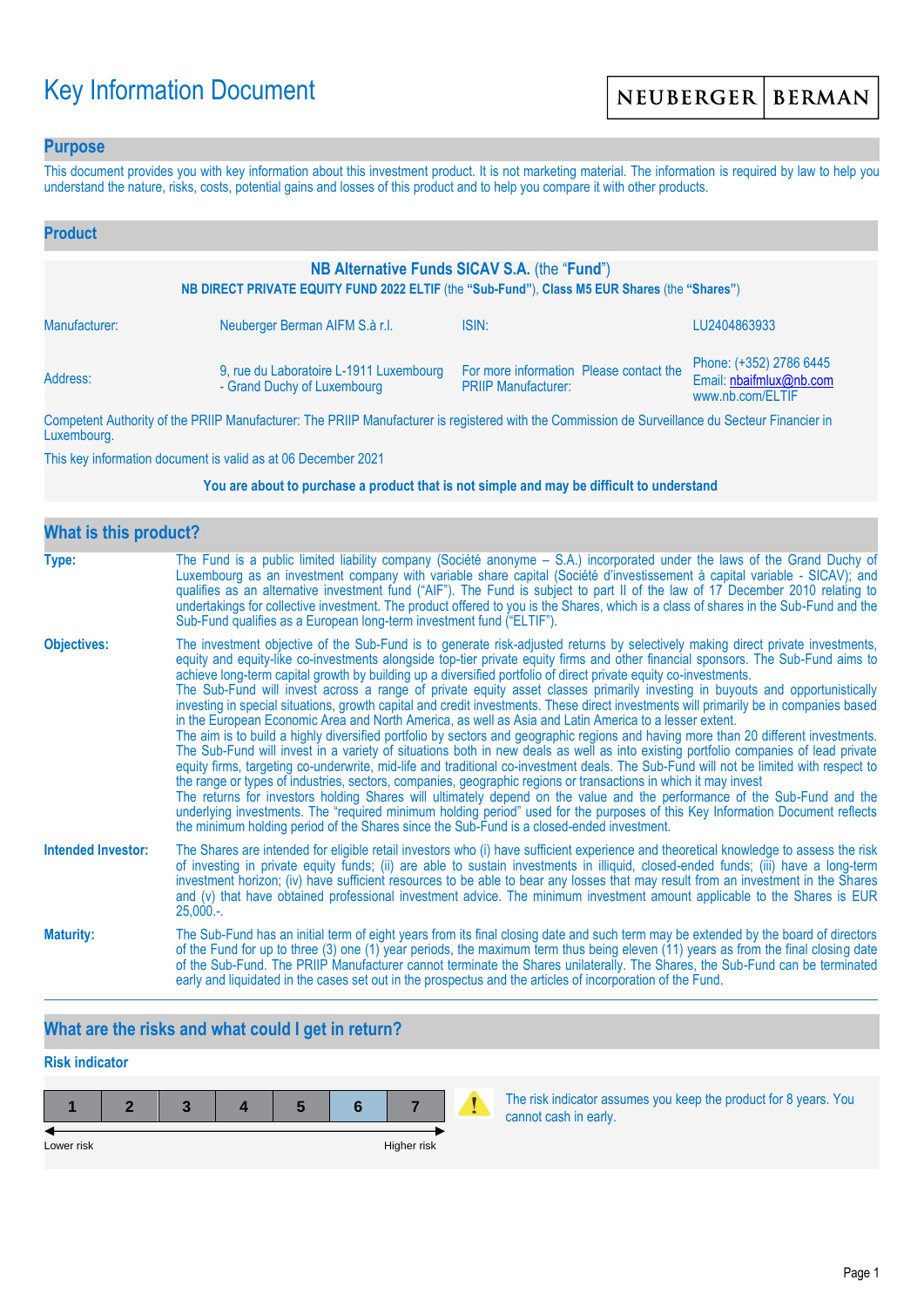# Key Information Document

**NEUBERGER | BERMAN**

## Purpose

This document provides you with key information about this investment product. It is not marketing material. The information is required by law to help you understand the nature, risks, costs, potential gains and losses of this product and to help you compare it with other products.

## Product

**NB Alternative Funds SICAV S.A.** (the "**Fund**")

**NB DIRECT PRIVATE EQUITY FUND 2022 ELTIF** (the **"Sub-Fund"**), **Class M5 EUR Shares** (the **"Shares"**)

| | | | |
|---|---|---|---|
| Manufacturer: | Neuberger Berman AIFM S.à r.l. | ISIN: | LU2404863933 |
| Address: | 9, rue du Laboratoire L-1911 Luxembourg - Grand Duchy of Luxembourg | For more information Please contact the PRIIP Manufacturer: | Phone: (+352) 2786 6445<br>Email: nbaifmlux@nb.com<br>www.nb.com/ELTIF |

Competent Authority of the PRIIP Manufacturer: The PRIIP Manufacturer is registered with the Commission de Surveillance du Secteur Financier in Luxembourg.

This key information document is valid as at 06 December 2021

**You are about to purchase a product that is not simple and may be difficult to understand**

## What is this product?

**Type:** The Fund is a public limited liability company (Société anonyme – S.A.) incorporated under the laws of the Grand Duchy of Luxembourg as an investment company with variable share capital (Société d'investissement à capital variable - SICAV); and qualifies as an alternative investment fund ("AIF"). The Fund is subject to part II of the law of 17 December 2010 relating to undertakings for collective investment. The product offered to you is the Shares, which is a class of shares in the Sub-Fund and the Sub-Fund qualifies as a European long-term investment fund ("ELTIF").

**Objectives:** The investment objective of the Sub-Fund is to generate risk-adjusted returns by selectively making direct private investments, equity and equity-like co-investments alongside top-tier private equity firms and other financial sponsors. The Sub-Fund aims to achieve long-term capital growth by building up a diversified portfolio of direct private equity co-investments.
The Sub-Fund will invest across a range of private equity asset classes primarily investing in buyouts and opportunistically investing in special situations, growth capital and credit investments. These direct investments will primarily be in companies based in the European Economic Area and North America, as well as Asia and Latin America to a lesser extent.
The aim is to build a highly diversified portfolio by sectors and geographic regions and having more than 20 different investments. The Sub-Fund will invest in a variety of situations both in new deals as well as into existing portfolio companies of lead private equity firms, targeting co-underwrite, mid-life and traditional co-investment deals. The Sub-Fund will not be limited with respect to the range or types of industries, sectors, companies, geographic regions or transactions in which it may invest
The returns for investors holding Shares will ultimately depend on the value and the performance of the Sub-Fund and the underlying investments. The "required minimum holding period" used for the purposes of this Key Information Document reflects the minimum holding period of the Shares since the Sub-Fund is a closed-ended investment.

**Intended Investor:** The Shares are intended for eligible retail investors who (i) have sufficient experience and theoretical knowledge to assess the risk of investing in private equity funds; (ii) are able to sustain investments in illiquid, closed-ended funds; (iii) have a long-term investment horizon; (iv) have sufficient resources to be able to bear any losses that may result from an investment in the Shares and (v) that have obtained professional investment advice. The minimum investment amount applicable to the Shares is EUR 25,000.-.

**Maturity:** The Sub-Fund has an initial term of eight years from its final closing date and such term may be extended by the board of directors of the Fund for up to three (3) one (1) year periods, the maximum term thus being eleven (11) years as from the final closing date of the Sub-Fund. The PRIIP Manufacturer cannot terminate the Shares unilaterally. The Shares, the Sub-Fund can be terminated early and liquidated in the cases set out in the prospectus and the articles of incorporation of the Fund.

## What are the risks and what could I get in return?

### Risk indicator

| 1 | 2 | 3 | 4 | 5 | **6** | 7 |
|---|---|---|---|---|---|---|

Lower risk ← → Higher risk

The risk indicator assumes you keep the product for 8 years. You cannot cash in early.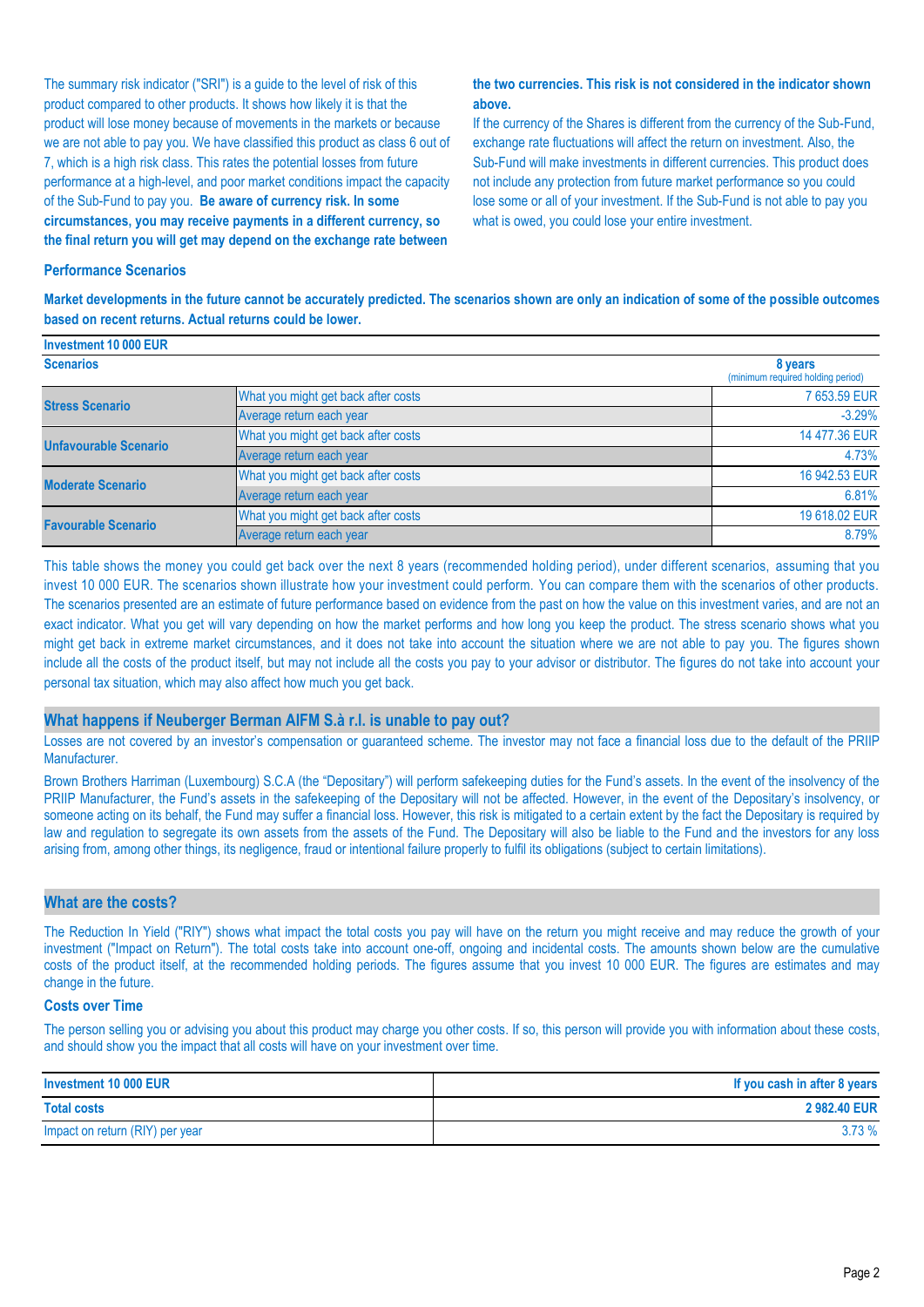The summary risk indicator ("SRI") is a guide to the level of risk of this product compared to other products. It shows how likely it is that the product will lose money because of movements in the markets or because we are not able to pay you. We have classified this product as class 6 out of 7, which is a high risk class. This rates the potential losses from future performance at a high-level, and poor market conditions impact the capacity of the Sub-Fund to pay you. **Be aware of currency risk. In some circumstances, you may receive payments in a different currency, so the final return you will get may depend on the exchange rate between the two currencies. This risk is not considered in the indicator shown above.**

If the currency of the Shares is different from the currency of the Sub-Fund, exchange rate fluctuations will affect the return on investment. Also, the Sub-Fund will make investments in different currencies. This product does not include any protection from future market performance so you could lose some or all of your investment. If the Sub-Fund is not able to pay you what is owed, you could lose your entire investment.

### Performance Scenarios

**Market developments in the future cannot be accurately predicted. The scenarios shown are only an indication of some of the possible outcomes based on recent returns. Actual returns could be lower.**

| **Investment 10 000 EUR** | | |
|---|---|---|
| **Scenarios** | | **8 years** (minimum required holding period) |
| **Stress Scenario** | What you might get back after costs | 7 653.59 EUR |
| | Average return each year | -3.29% |
| **Unfavourable Scenario** | What you might get back after costs | 14 477.36 EUR |
| | Average return each year | 4.73% |
| **Moderate Scenario** | What you might get back after costs | 16 942.53 EUR |
| | Average return each year | 6.81% |
| **Favourable Scenario** | What you might get back after costs | 19 618.02 EUR |
| | Average return each year | 8.79% |

This table shows the money you could get back over the next 8 years (recommended holding period), under different scenarios, assuming that you invest 10 000 EUR. The scenarios shown illustrate how your investment could perform. You can compare them with the scenarios of other products. The scenarios presented are an estimate of future performance based on evidence from the past on how the value on this investment varies, and are not an exact indicator. What you get will vary depending on how the market performs and how long you keep the product. The stress scenario shows what you might get back in extreme market circumstances, and it does not take into account the situation where we are not able to pay you. The figures shown include all the costs of the product itself, but may not include all the costs you pay to your advisor or distributor. The figures do not take into account your personal tax situation, which may also affect how much you get back.

## What happens if Neuberger Berman AIFM S.à r.l. is unable to pay out?

Losses are not covered by an investor's compensation or guaranteed scheme. The investor may not face a financial loss due to the default of the PRIIP Manufacturer.

Brown Brothers Harriman (Luxembourg) S.C.A (the "Depositary") will perform safekeeping duties for the Fund's assets. In the event of the insolvency of the PRIIP Manufacturer, the Fund's assets in the safekeeping of the Depositary will not be affected. However, in the event of the Depositary's insolvency, or someone acting on its behalf, the Fund may suffer a financial loss. However, this risk is mitigated to a certain extent by the fact the Depositary is required by law and regulation to segregate its own assets from the assets of the Fund. The Depositary will also be liable to the Fund and the investors for any loss arising from, among other things, its negligence, fraud or intentional failure properly to fulfil its obligations (subject to certain limitations).

## What are the costs?

The Reduction In Yield ("RIY") shows what impact the total costs you pay will have on the return you might receive and may reduce the growth of your investment ("Impact on Return"). The total costs take into account one-off, ongoing and incidental costs. The amounts shown below are the cumulative costs of the product itself, at the recommended holding periods. The figures assume that you invest 10 000 EUR. The figures are estimates and may change in the future.

### Costs over Time

The person selling you or advising you about this product may charge you other costs. If so, this person will provide you with information about these costs, and should show you the impact that all costs will have on your investment over time.

| **Investment 10 000 EUR** | **If you cash in after 8 years** |
|---|---|
| **Total costs** | **2 982.40 EUR** |
| Impact on return (RIY) per year | 3.73 % |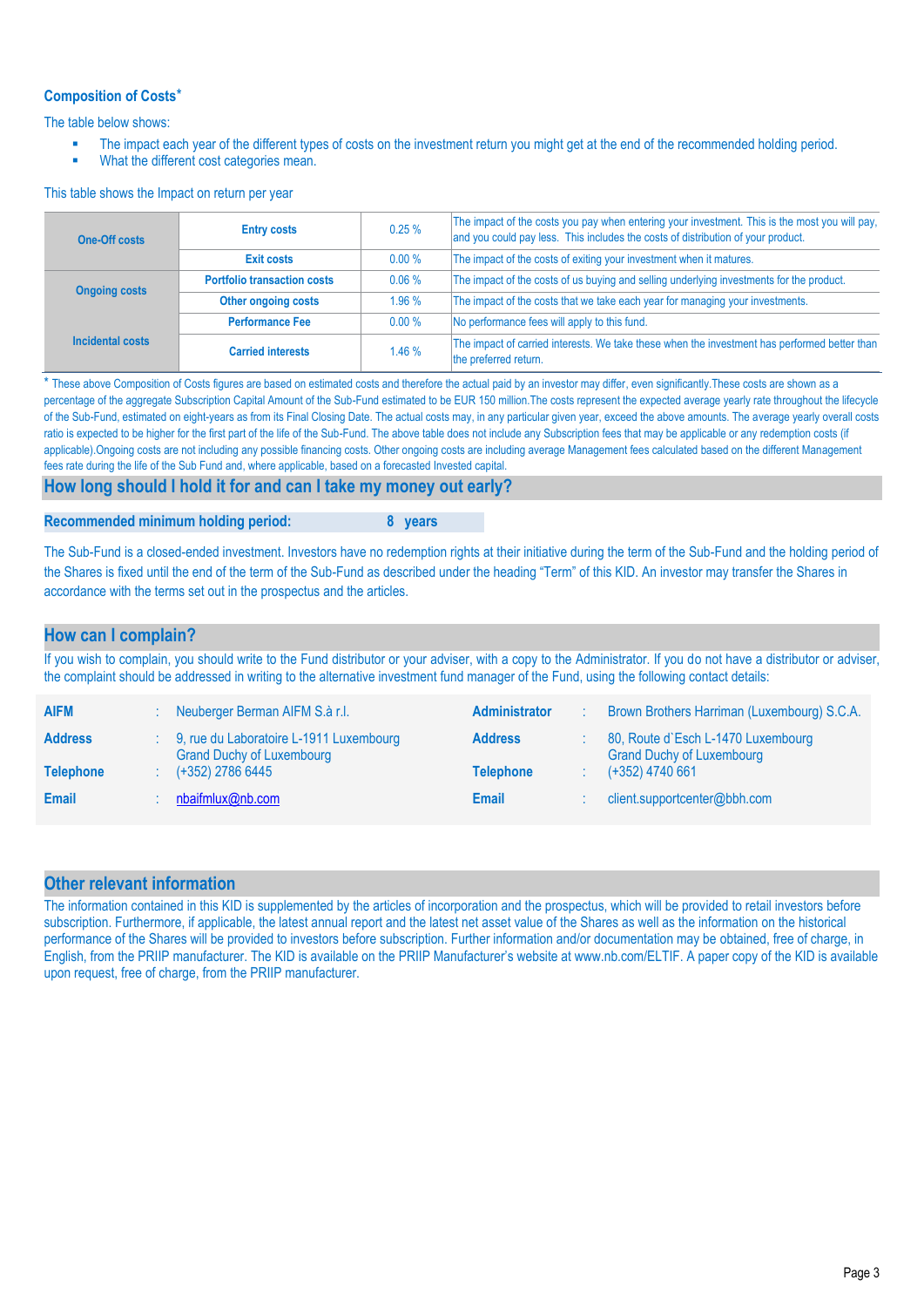## Composition of Costs*

The table below shows:

- The impact each year of the different types of costs on the investment return you might get at the end of the recommended holding period.
- What the different cost categories mean.

This table shows the Impact on return per year

| | | | |
|---|---|---|---|
| **One-Off costs** | **Entry costs** | 0.25 % | The impact of the costs you pay when entering your investment. This is the most you will pay, and you could pay less. This includes the costs of distribution of your product. |
| | **Exit costs** | 0.00 % | The impact of the costs of exiting your investment when it matures. |
| **Ongoing costs** | **Portfolio transaction costs** | 0.06 % | The impact of the costs of us buying and selling underlying investments for the product. |
| | **Other ongoing costs** | 1.96 % | The impact of the costs that we take each year for managing your investments. |
| **Incidental costs** | **Performance Fee** | 0.00 % | No performance fees will apply to this fund. |
| | **Carried interests** | 1.46 % | The impact of carried interests. We take these when the investment has performed better than the preferred return. |

* These above Composition of Costs figures are based on estimated costs and therefore the actual paid by an investor may differ, even significantly.These costs are shown as a percentage of the aggregate Subscription Capital Amount of the Sub-Fund estimated to be EUR 150 million.The costs represent the expected average yearly rate throughout the lifecycle of the Sub-Fund, estimated on eight-years as from its Final Closing Date. The actual costs may, in any particular given year, exceed the above amounts. The average yearly overall costs ratio is expected to be higher for the first part of the life of the Sub-Fund. The above table does not include any Subscription fees that may be applicable or any redemption costs (if applicable).Ongoing costs are not including any possible financing costs. Other ongoing costs are including average Management fees calculated based on the different Management fees rate during the life of the Sub Fund and, where applicable, based on a forecasted Invested capital.

## How long should I hold it for and can I take my money out early?

**Recommended minimum holding period:** **8 years**

The Sub-Fund is a closed-ended investment. Investors have no redemption rights at their initiative during the term of the Sub-Fund and the holding period of the Shares is fixed until the end of the term of the Sub-Fund as described under the heading "Term" of this KID. An investor may transfer the Shares in accordance with the terms set out in the prospectus and the articles.

## How can I complain?

If you wish to complain, you should write to the Fund distributor or your adviser, with a copy to the Administrator. If you do not have a distributor or adviser, the complaint should be addressed in writing to the alternative investment fund manager of the Fund, using the following contact details:

| | | | |
|---|---|---|---|
| **AIFM** | Neuberger Berman AIFM S.à r.l. | **Administrator** | Brown Brothers Harriman (Luxembourg) S.C.A. |
| **Address** | 9, rue du Laboratoire L-1911 Luxembourg Grand Duchy of Luxembourg | **Address** | 80, Route d`Esch L-1470 Luxembourg Grand Duchy of Luxembourg |
| **Telephone** | (+352) 2786 6445 | **Telephone** | (+352) 4740 661 |
| **Email** | nbaifmlux@nb.com | **Email** | client.supportcenter@bbh.com |

## Other relevant information

The information contained in this KID is supplemented by the articles of incorporation and the prospectus, which will be provided to retail investors before subscription. Furthermore, if applicable, the latest annual report and the latest net asset value of the Shares as well as the information on the historical performance of the Shares will be provided to investors before subscription. Further information and/or documentation may be obtained, free of charge, in English, from the PRIIP manufacturer. The KID is available on the PRIIP Manufacturer's website at www.nb.com/ELTIF. A paper copy of the KID is available upon request, free of charge, from the PRIIP manufacturer.